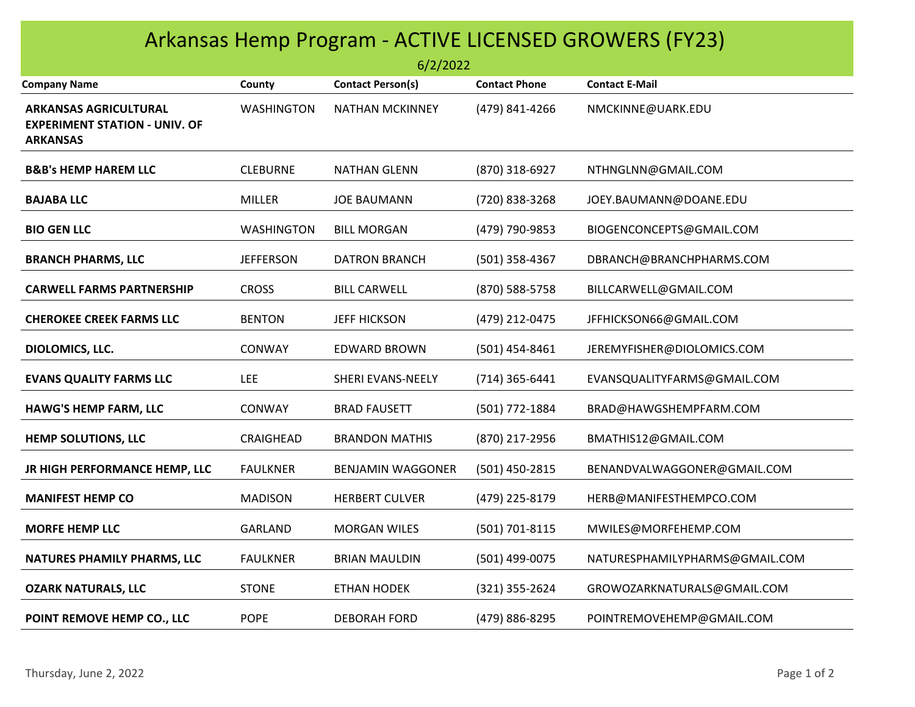# Arkansas Hemp Program - ACTIVE LICENSED GROWERS (FY23)

6/2/2022

| Company Name | County | Contact Person(s) | Contact Phone | Contact E-Mail |
|---|---|---|---|---|
| **ARKANSAS AGRICULTURAL EXPERIMENT STATION - UNIV. OF ARKANSAS** | WASHINGTON | NATHAN MCKINNEY | (479) 841-4266 | NMCKINNE@UARK.EDU |
| **B&B's HEMP HAREM LLC** | CLEBURNE | NATHAN GLENN | (870) 318-6927 | NTHNGLNN@GMAIL.COM |
| **BAJABA LLC** | MILLER | JOE BAUMANN | (720) 838-3268 | JOEY.BAUMANN@DOANE.EDU |
| **BIO GEN LLC** | WASHINGTON | BILL MORGAN | (479) 790-9853 | BIOGENCONCEPTS@GMAIL.COM |
| **BRANCH PHARMS, LLC** | JEFFERSON | DATRON BRANCH | (501) 358-4367 | DBRANCH@BRANCHPHARMS.COM |
| **CARWELL FARMS PARTNERSHIP** | CROSS | BILL CARWELL | (870) 588-5758 | BILLCARWELL@GMAIL.COM |
| **CHEROKEE CREEK FARMS LLC** | BENTON | JEFF HICKSON | (479) 212-0475 | JFFHICKSON66@GMAIL.COM |
| **DIOLOMICS, LLC.** | CONWAY | EDWARD BROWN | (501) 454-8461 | JEREMYFISHER@DIOLOMICS.COM |
| **EVANS QUALITY FARMS LLC** | LEE | SHERI EVANS-NEELY | (714) 365-6441 | EVANSQUALITYFARMS@GMAIL.COM |
| **HAWG'S HEMP FARM, LLC** | CONWAY | BRAD FAUSETT | (501) 772-1884 | BRAD@HAWGSHEMPFARM.COM |
| **HEMP SOLUTIONS, LLC** | CRAIGHEAD | BRANDON MATHIS | (870) 217-2956 | BMATHIS12@GMAIL.COM |
| **JR HIGH PERFORMANCE HEMP, LLC** | FAULKNER | BENJAMIN WAGGONER | (501) 450-2815 | BENANDVALWAGGONER@GMAIL.COM |
| **MANIFEST HEMP CO** | MADISON | HERBERT CULVER | (479) 225-8179 | HERB@MANIFESTHEMPCO.COM |
| **MORFE HEMP LLC** | GARLAND | MORGAN WILES | (501) 701-8115 | MWILES@MORFEHEMP.COM |
| **NATURES PHAMILY PHARMS, LLC** | FAULKNER | BRIAN MAULDIN | (501) 499-0075 | NATURESPHAMILYPHARMS@GMAIL.COM |
| **OZARK NATURALS, LLC** | STONE | ETHAN HODEK | (321) 355-2624 | GROWOZARKNATURALS@GMAIL.COM |
| **POINT REMOVE HEMP CO., LLC** | POPE | DEBORAH FORD | (479) 886-8295 | POINTREMOVEHEMP@GMAIL.COM |

Thursday, June 2, 2022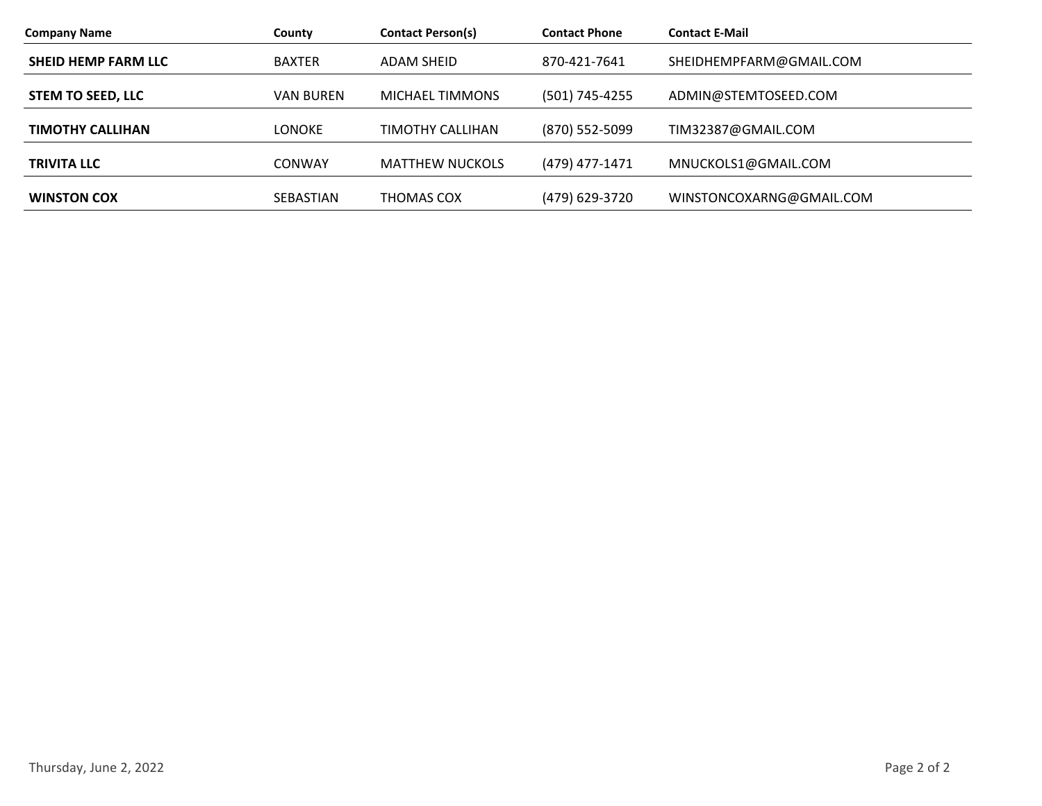| Company Name | County | Contact Person(s) | Contact Phone | Contact E-Mail |
|---|---|---|---|---|
| **SHEID HEMP FARM LLC** | BAXTER | ADAM SHEID | 870-421-7641 | SHEIDHEMPFARM@GMAIL.COM |
| **STEM TO SEED, LLC** | VAN BUREN | MICHAEL TIMMONS | (501) 745-4255 | ADMIN@STEMTOSEED.COM |
| **TIMOTHY CALLIHAN** | LONOKE | TIMOTHY CALLIHAN | (870) 552-5099 | TIM32387@GMAIL.COM |
| **TRIVITA LLC** | CONWAY | MATTHEW NUCKOLS | (479) 477-1471 | MNUCKOLS1@GMAIL.COM |
| **WINSTON COX** | SEBASTIAN | THOMAS COX | (479) 629-3720 | WINSTONCOXARNG@GMAIL.COM |

Thursday, June 2, 2022